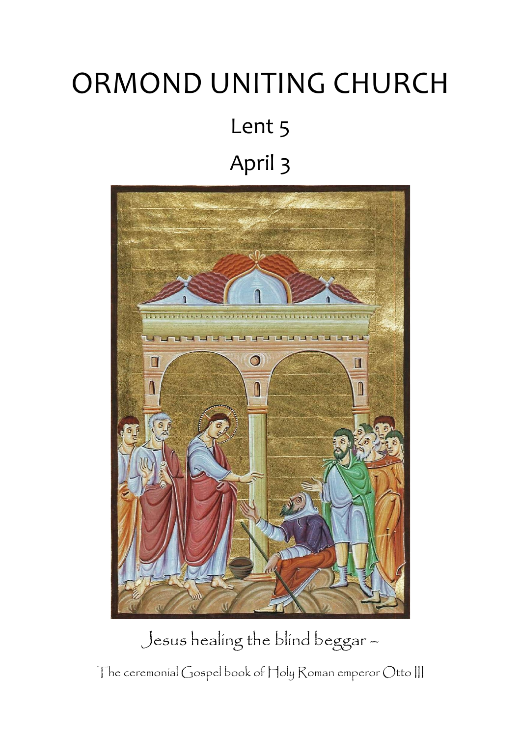# ORMOND UNITING CHURCH

## Lent 5

## April 3

Jesus healing the blind beggar –

The ceremonial Gospel book of Holy Roman emperor Otto III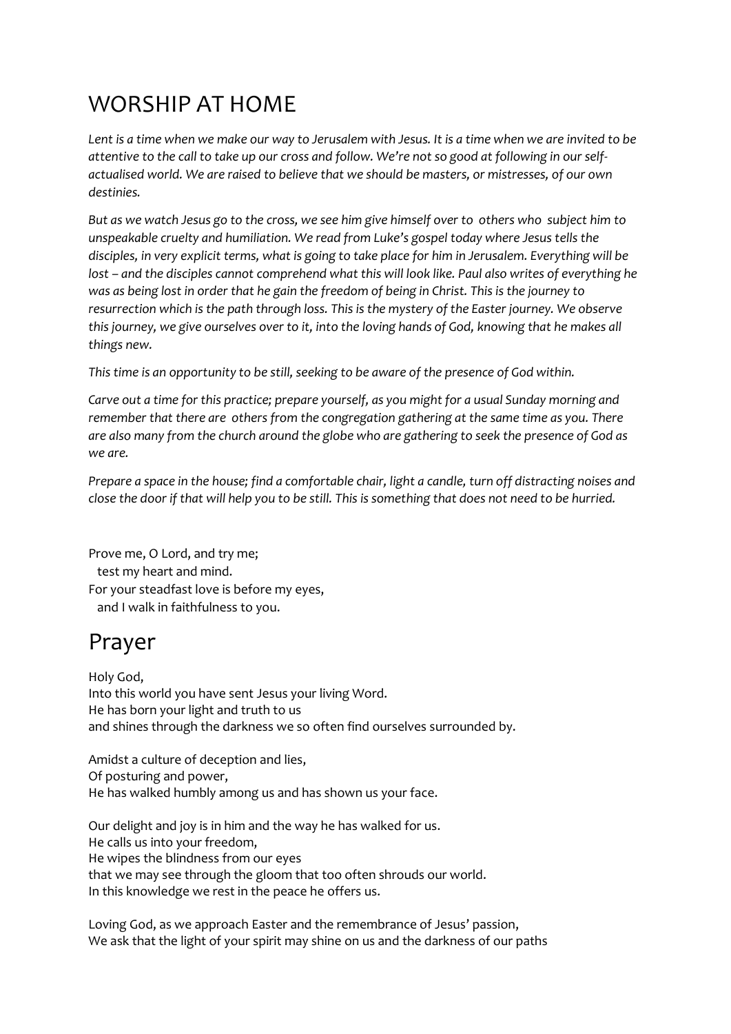# WORSHIP AT HOME

*Lent is a time when we make our way to Jerusalem with Jesus. It is a time when we are invited to be attentive to the call to take up our cross and follow. We're not so good at following in our self-actualised world. We are raised to believe that we should be masters, or mistresses, of our own destinies.*

*But as we watch Jesus go to the cross, we see him give himself over to others who subject him to unspeakable cruelty and humiliation. We read from Luke's gospel today where Jesus tells the disciples, in very explicit terms, what is going to take place for him in Jerusalem. Everything will be lost – and the disciples cannot comprehend what this will look like. Paul also writes of everything he was as being lost in order that he gain the freedom of being in Christ. This is the journey to resurrection which is the path through loss. This is the mystery of the Easter journey. We observe this journey, we give ourselves over to it, into the loving hands of God, knowing that he makes all things new.*

*This time is an opportunity to be still, seeking to be aware of the presence of God within.*

*Carve out a time for this practice; prepare yourself, as you might for a usual Sunday morning and remember that there are others from the congregation gathering at the same time as you. There are also many from the church around the globe who are gathering to seek the presence of God as we are.*

*Prepare a space in the house; find a comfortable chair, light a candle, turn off distracting noises and close the door if that will help you to be still. This is something that does not need to be hurried.*

Prove me, O Lord, and try me;
  test my heart and mind.
For your steadfast love is before my eyes,
  and I walk in faithfulness to you.

# Prayer

Holy God,
Into this world you have sent Jesus your living Word.
He has born your light and truth to us
and shines through the darkness we so often find ourselves surrounded by.

Amidst a culture of deception and lies,
Of posturing and power,
He has walked humbly among us and has shown us your face.

Our delight and joy is in him and the way he has walked for us.
He calls us into your freedom,
He wipes the blindness from our eyes
that we may see through the gloom that too often shrouds our world.
In this knowledge we rest in the peace he offers us.

Loving God, as we approach Easter and the remembrance of Jesus' passion,
We ask that the light of your spirit may shine on us and the darkness of our paths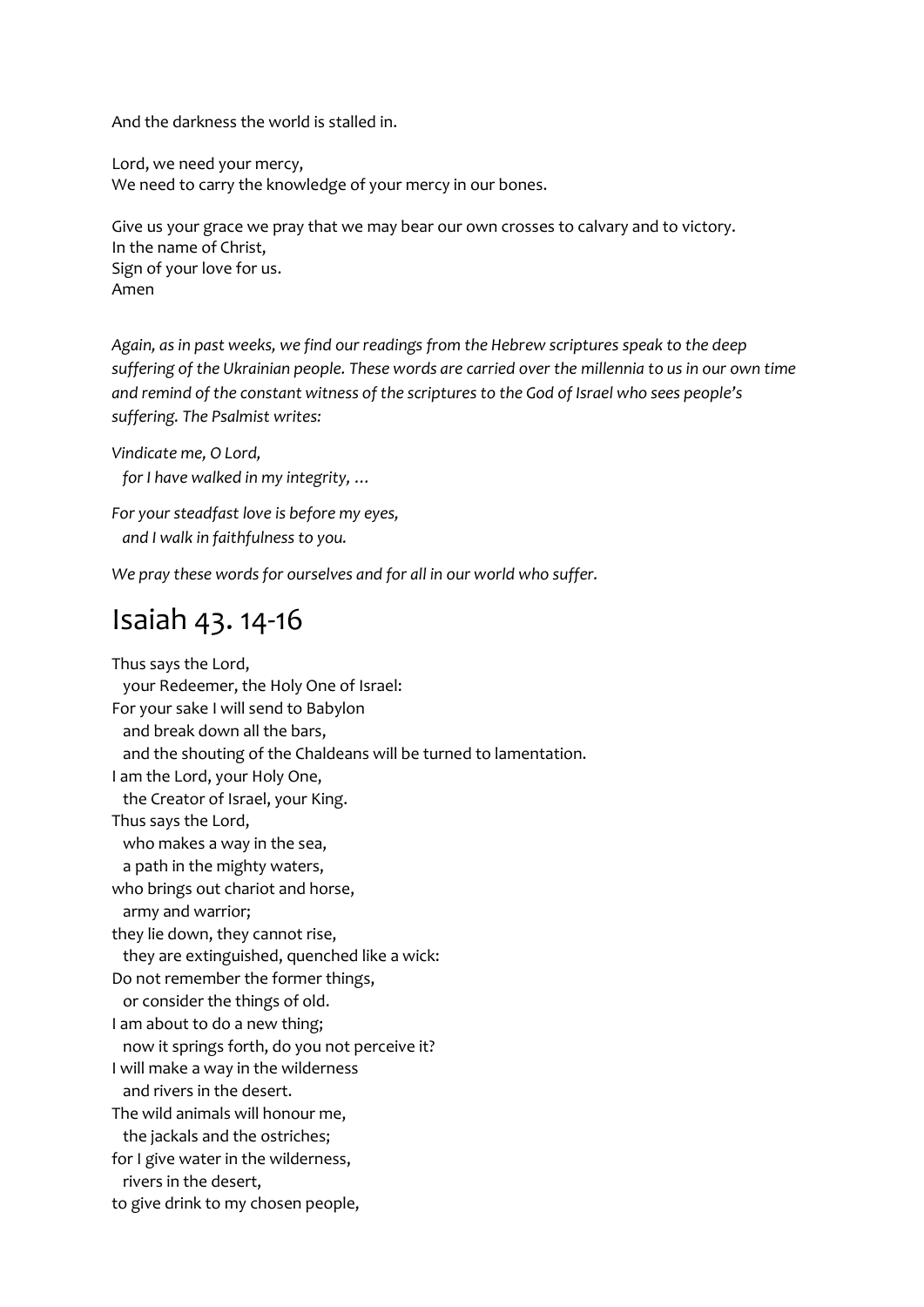And the darkness the world is stalled in.

Lord, we need your mercy,  
We need to carry the knowledge of your mercy in our bones.

Give us your grace we pray that we may bear our own crosses to calvary and to victory.  
In the name of Christ,  
Sign of your love for us.  
Amen

*Again, as in past weeks, we find our readings from the Hebrew scriptures speak to the deep suffering of the Ukrainian people. These words are carried over the millennia to us in our own time and remind of the constant witness of the scriptures to the God of Israel who sees people's suffering. The Psalmist writes:*

*Vindicate me, O Lord,*  
*  for I have walked in my integrity, …*

*For your steadfast love is before my eyes,*  
*  and I walk in faithfulness to you.*

*We pray these words for ourselves and for all in our world who suffer.*

# Isaiah 43. 14-16

Thus says the Lord,  
  your Redeemer, the Holy One of Israel:  
For your sake I will send to Babylon  
  and break down all the bars,  
  and the shouting of the Chaldeans will be turned to lamentation.  
I am the Lord, your Holy One,  
  the Creator of Israel, your King.  
Thus says the Lord,  
  who makes a way in the sea,  
  a path in the mighty waters,  
who brings out chariot and horse,  
  army and warrior;  
they lie down, they cannot rise,  
  they are extinguished, quenched like a wick:  
Do not remember the former things,  
  or consider the things of old.  
I am about to do a new thing;  
  now it springs forth, do you not perceive it?  
I will make a way in the wilderness  
  and rivers in the desert.  
The wild animals will honour me,  
  the jackals and the ostriches;  
for I give water in the wilderness,  
  rivers in the desert,  
to give drink to my chosen people,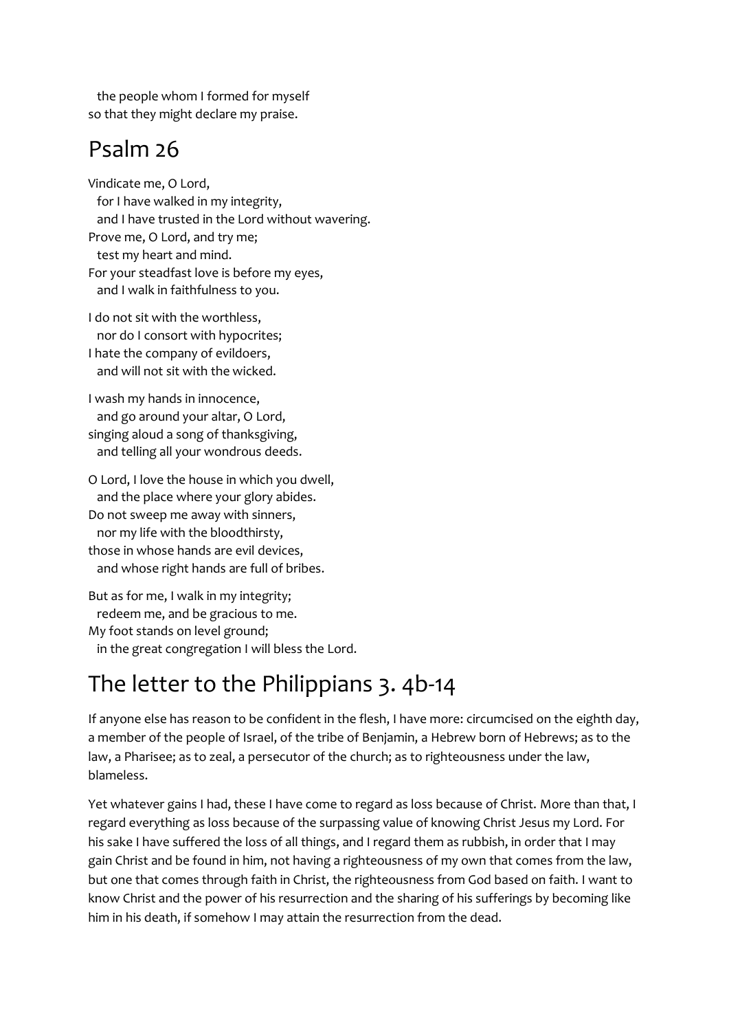the people whom I formed for myself  
so that they might declare my praise.

## Psalm 26

Vindicate me, O Lord,  
for I have walked in my integrity,  
and I have trusted in the Lord without wavering.  
Prove me, O Lord, and try me;  
test my heart and mind.  
For your steadfast love is before my eyes,  
and I walk in faithfulness to you.

I do not sit with the worthless,  
nor do I consort with hypocrites;  
I hate the company of evildoers,  
and will not sit with the wicked.

I wash my hands in innocence,  
and go around your altar, O Lord,  
singing aloud a song of thanksgiving,  
and telling all your wondrous deeds.

O Lord, I love the house in which you dwell,  
and the place where your glory abides.  
Do not sweep me away with sinners,  
nor my life with the bloodthirsty,  
those in whose hands are evil devices,  
and whose right hands are full of bribes.

But as for me, I walk in my integrity;  
redeem me, and be gracious to me.  
My foot stands on level ground;  
in the great congregation I will bless the Lord.

## The letter to the Philippians 3. 4b-14

If anyone else has reason to be confident in the flesh, I have more: circumcised on the eighth day, a member of the people of Israel, of the tribe of Benjamin, a Hebrew born of Hebrews; as to the law, a Pharisee; as to zeal, a persecutor of the church; as to righteousness under the law, blameless.

Yet whatever gains I had, these I have come to regard as loss because of Christ. More than that, I regard everything as loss because of the surpassing value of knowing Christ Jesus my Lord. For his sake I have suffered the loss of all things, and I regard them as rubbish, in order that I may gain Christ and be found in him, not having a righteousness of my own that comes from the law, but one that comes through faith in Christ, the righteousness from God based on faith. I want to know Christ and the power of his resurrection and the sharing of his sufferings by becoming like him in his death, if somehow I may attain the resurrection from the dead.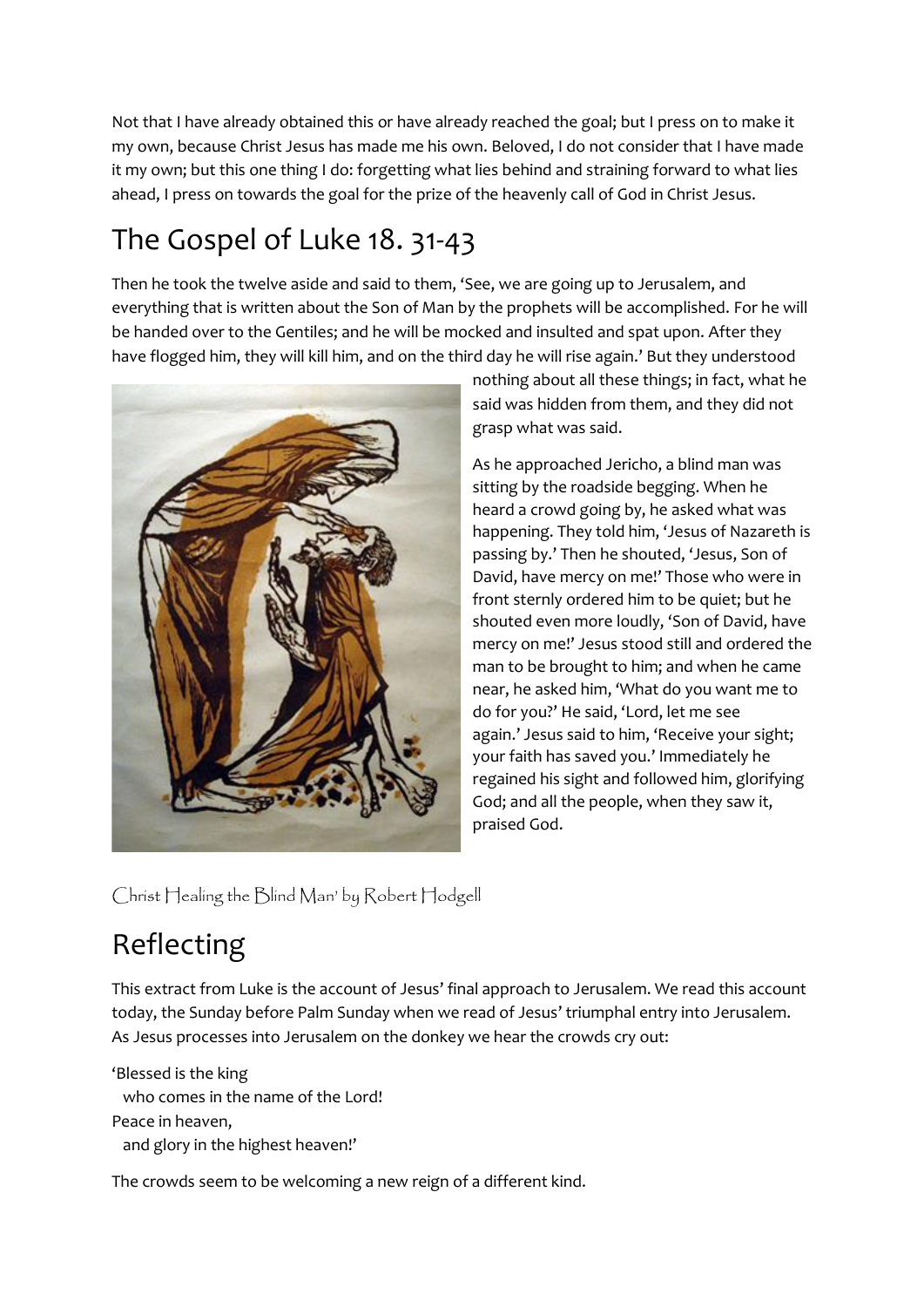Not that I have already obtained this or have already reached the goal; but I press on to make it my own, because Christ Jesus has made me his own. Beloved, I do not consider that I have made it my own; but this one thing I do: forgetting what lies behind and straining forward to what lies ahead, I press on towards the goal for the prize of the heavenly call of God in Christ Jesus.

## The Gospel of Luke 18. 31-43

Then he took the twelve aside and said to them, 'See, we are going up to Jerusalem, and everything that is written about the Son of Man by the prophets will be accomplished. For he will be handed over to the Gentiles; and he will be mocked and insulted and spat upon. After they have flogged him, they will kill him, and on the third day he will rise again.' But they understood nothing about all these things; in fact, what he said was hidden from them, and they did not grasp what was said.

As he approached Jericho, a blind man was sitting by the roadside begging. When he heard a crowd going by, he asked what was happening. They told him, 'Jesus of Nazareth is passing by.' Then he shouted, 'Jesus, Son of David, have mercy on me!' Those who were in front sternly ordered him to be quiet; but he shouted even more loudly, 'Son of David, have mercy on me!' Jesus stood still and ordered the man to be brought to him; and when he came near, he asked him, 'What do you want me to do for you?' He said, 'Lord, let me see again.' Jesus said to him, 'Receive your sight; your faith has saved you.' Immediately he regained his sight and followed him, glorifying God; and all the people, when they saw it, praised God.

Christ Healing the Blind Man' by Robert Hodgell

## Reflecting

This extract from Luke is the account of Jesus' final approach to Jerusalem. We read this account today, the Sunday before Palm Sunday when we read of Jesus' triumphal entry into Jerusalem. As Jesus processes into Jerusalem on the donkey we hear the crowds cry out:

'Blessed is the king  
  who comes in the name of the Lord!  
Peace in heaven,  
  and glory in the highest heaven!'

The crowds seem to be welcoming a new reign of a different kind.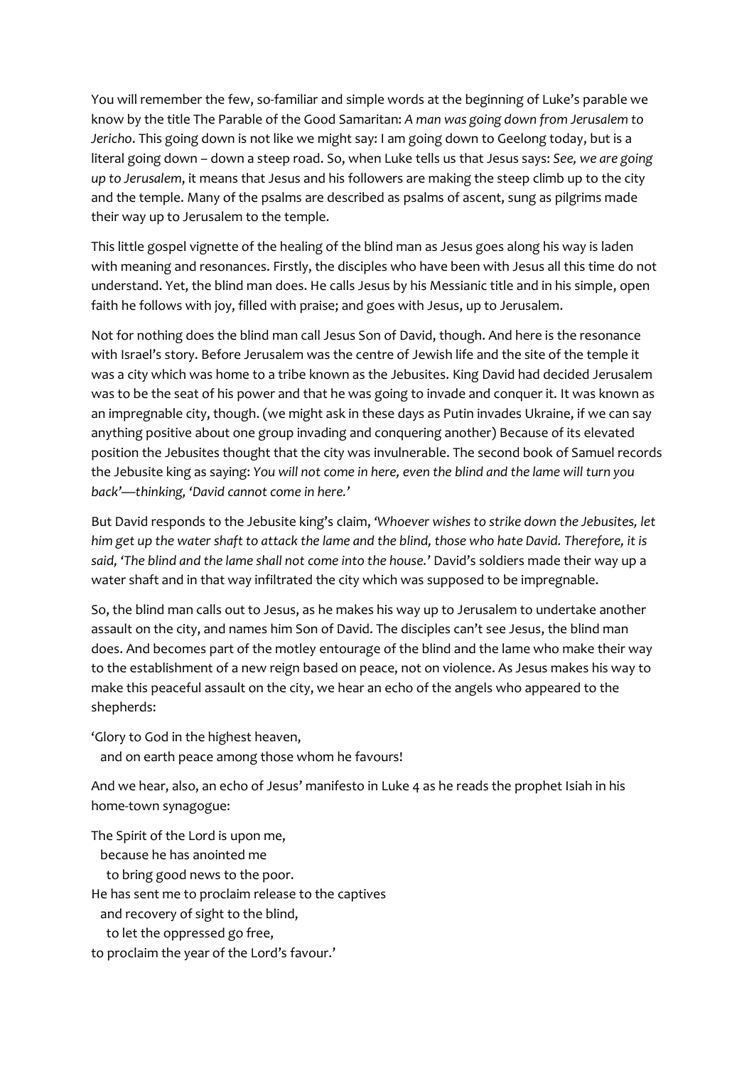You will remember the few, so-familiar and simple words at the beginning of Luke's parable we know by the title The Parable of the Good Samaritan: *A man was going down from Jerusalem to Jericho*. This going down is not like we might say: I am going down to Geelong today, but is a literal going down – down a steep road. So, when Luke tells us that Jesus says: *See, we are going up to Jerusalem*, it means that Jesus and his followers are making the steep climb up to the city and the temple. Many of the psalms are described as psalms of ascent, sung as pilgrims made their way up to Jerusalem to the temple.

This little gospel vignette of the healing of the blind man as Jesus goes along his way is laden with meaning and resonances. Firstly, the disciples who have been with Jesus all this time do not understand. Yet, the blind man does. He calls Jesus by his Messianic title and in his simple, open faith he follows with joy, filled with praise; and goes with Jesus, up to Jerusalem.

Not for nothing does the blind man call Jesus Son of David, though. And here is the resonance with Israel's story. Before Jerusalem was the centre of Jewish life and the site of the temple it was a city which was home to a tribe known as the Jebusites. King David had decided Jerusalem was to be the seat of his power and that he was going to invade and conquer it. It was known as an impregnable city, though. (we might ask in these days as Putin invades Ukraine, if we can say anything positive about one group invading and conquering another) Because of its elevated position the Jebusites thought that the city was invulnerable. The second book of Samuel records the Jebusite king as saying: *You will not come in here, even the blind and the lame will turn you back'—thinking, 'David cannot come in here.'*

But David responds to the Jebusite king's claim, *'Whoever wishes to strike down the Jebusites, let him get up the water shaft to attack the lame and the blind, those who hate David. Therefore, it is said, 'The blind and the lame shall not come into the house.'* David's soldiers made their way up a water shaft and in that way infiltrated the city which was supposed to be impregnable.

So, the blind man calls out to Jesus, as he makes his way up to Jerusalem to undertake another assault on the city, and names him Son of David. The disciples can't see Jesus, the blind man does. And becomes part of the motley entourage of the blind and the lame who make their way to the establishment of a new reign based on peace, not on violence. As Jesus makes his way to make this peaceful assault on the city, we hear an echo of the angels who appeared to the shepherds:

'Glory to God in the highest heaven,
  and on earth peace among those whom he favours!

And we hear, also, an echo of Jesus' manifesto in Luke 4 as he reads the prophet Isiah in his home-town synagogue:

The Spirit of the Lord is upon me,
  because he has anointed me
    to bring good news to the poor.
He has sent me to proclaim release to the captives
  and recovery of sight to the blind,
    to let the oppressed go free,
to proclaim the year of the Lord's favour.'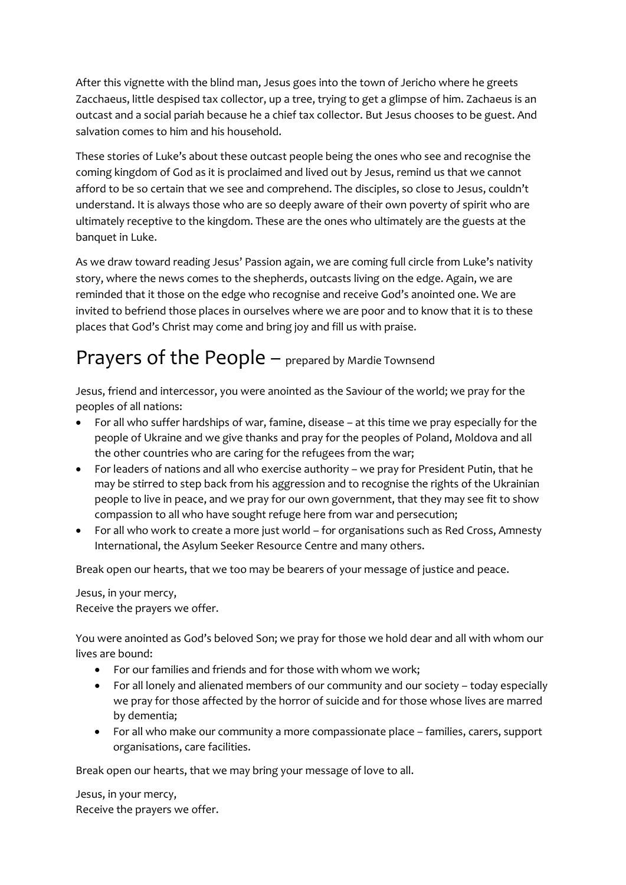After this vignette with the blind man, Jesus goes into the town of Jericho where he greets Zacchaeus, little despised tax collector, up a tree, trying to get a glimpse of him. Zachaeus is an outcast and a social pariah because he a chief tax collector. But Jesus chooses to be guest. And salvation comes to him and his household.

These stories of Luke's about these outcast people being the ones who see and recognise the coming kingdom of God as it is proclaimed and lived out by Jesus, remind us that we cannot afford to be so certain that we see and comprehend. The disciples, so close to Jesus, couldn't understand. It is always those who are so deeply aware of their own poverty of spirit who are ultimately receptive to the kingdom. These are the ones who ultimately are the guests at the banquet in Luke.

As we draw toward reading Jesus' Passion again, we are coming full circle from Luke's nativity story, where the news comes to the shepherds, outcasts living on the edge. Again, we are reminded that it those on the edge who recognise and receive God's anointed one. We are invited to befriend those places in ourselves where we are poor and to know that it is to these places that God's Christ may come and bring joy and fill us with praise.

# Prayers of the People – prepared by Mardie Townsend

Jesus, friend and intercessor, you were anointed as the Saviour of the world; we pray for the peoples of all nations:

- For all who suffer hardships of war, famine, disease – at this time we pray especially for the people of Ukraine and we give thanks and pray for the peoples of Poland, Moldova and all the other countries who are caring for the refugees from the war;
- For leaders of nations and all who exercise authority – we pray for President Putin, that he may be stirred to step back from his aggression and to recognise the rights of the Ukrainian people to live in peace, and we pray for our own government, that they may see fit to show compassion to all who have sought refuge here from war and persecution;
- For all who work to create a more just world – for organisations such as Red Cross, Amnesty International, the Asylum Seeker Resource Centre and many others.

Break open our hearts, that we too may be bearers of your message of justice and peace.

Jesus, in your mercy,
Receive the prayers we offer.

You were anointed as God's beloved Son; we pray for those we hold dear and all with whom our lives are bound:

- For our families and friends and for those with whom we work;
- For all lonely and alienated members of our community and our society – today especially we pray for those affected by the horror of suicide and for those whose lives are marred by dementia;
- For all who make our community a more compassionate place – families, carers, support organisations, care facilities.

Break open our hearts, that we may bring your message of love to all.

Jesus, in your mercy,
Receive the prayers we offer.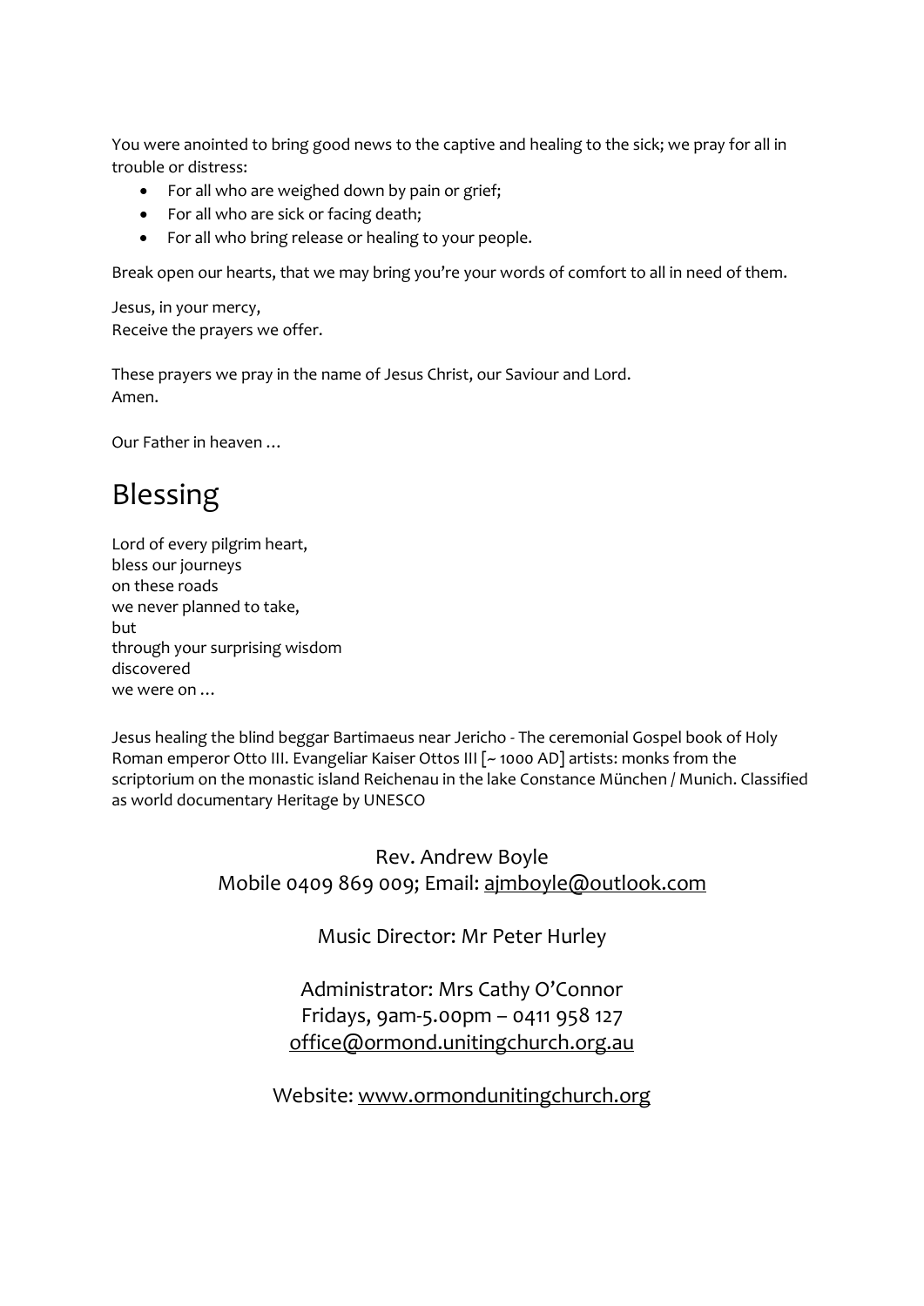You were anointed to bring good news to the captive and healing to the sick; we pray for all in trouble or distress:

- For all who are weighed down by pain or grief;
- For all who are sick or facing death;
- For all who bring release or healing to your people.

Break open our hearts, that we may bring you're your words of comfort to all in need of them.

Jesus, in your mercy,  
Receive the prayers we offer.

These prayers we pray in the name of Jesus Christ, our Saviour and Lord.  
Amen.

Our Father in heaven …

# Blessing

Lord of every pilgrim heart,  
bless our journeys  
on these roads  
we never planned to take,  
but  
through your surprising wisdom  
discovered  
we were on …

Jesus healing the blind beggar Bartimaeus near Jericho - The ceremonial Gospel book of Holy Roman emperor Otto III. Evangeliar Kaiser Ottos III [~ 1000 AD] artists: monks from the scriptorium on the monastic island Reichenau in the lake Constance München / Munich. Classified as world documentary Heritage by UNESCO

Rev. Andrew Boyle  
Mobile 0409 869 009; Email: ajmboyle@outlook.com

Music Director: Mr Peter Hurley

Administrator: Mrs Cathy O'Connor  
Fridays, 9am-5.00pm – 0411 958 127  
office@ormond.unitingchurch.org.au

Website: www.ormondunitingchurch.org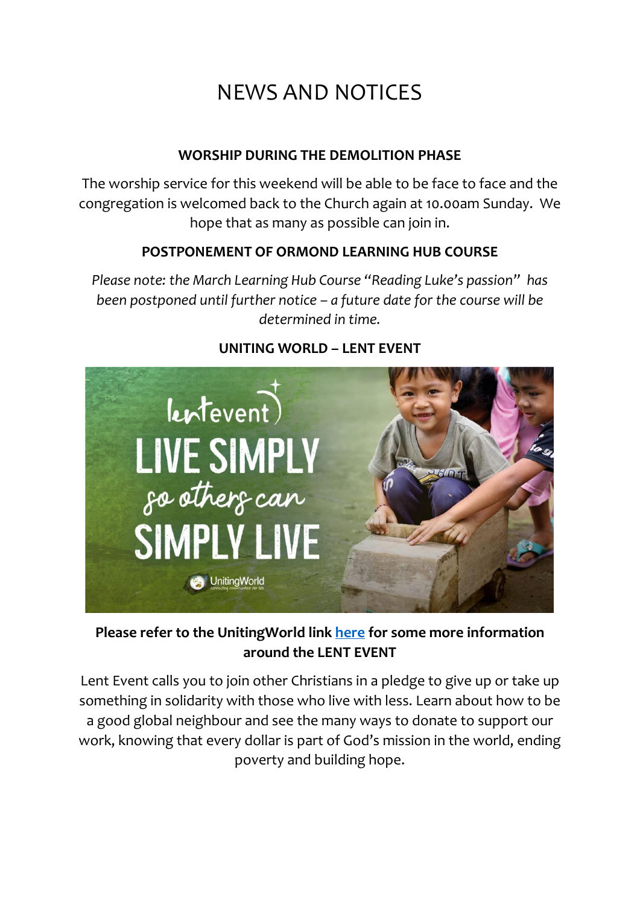# NEWS AND NOTICES

**WORSHIP DURING THE DEMOLITION PHASE**

The worship service for this weekend will be able to be face to face and the congregation is welcomed back to the Church again at 10.00am Sunday. We hope that as many as possible can join in.

**POSTPONEMENT OF ORMOND LEARNING HUB COURSE**

*Please note: the March Learning Hub Course "Reading Luke's passion" has been postponed until further notice – a future date for the course will be determined in time.*

**UNITING WORLD – LENT EVENT**

**Please refer to the UnitingWorld link here for some more information around the LENT EVENT**

Lent Event calls you to join other Christians in a pledge to give up or take up something in solidarity with those who live with less. Learn about how to be a good global neighbour and see the many ways to donate to support our work, knowing that every dollar is part of God's mission in the world, ending poverty and building hope.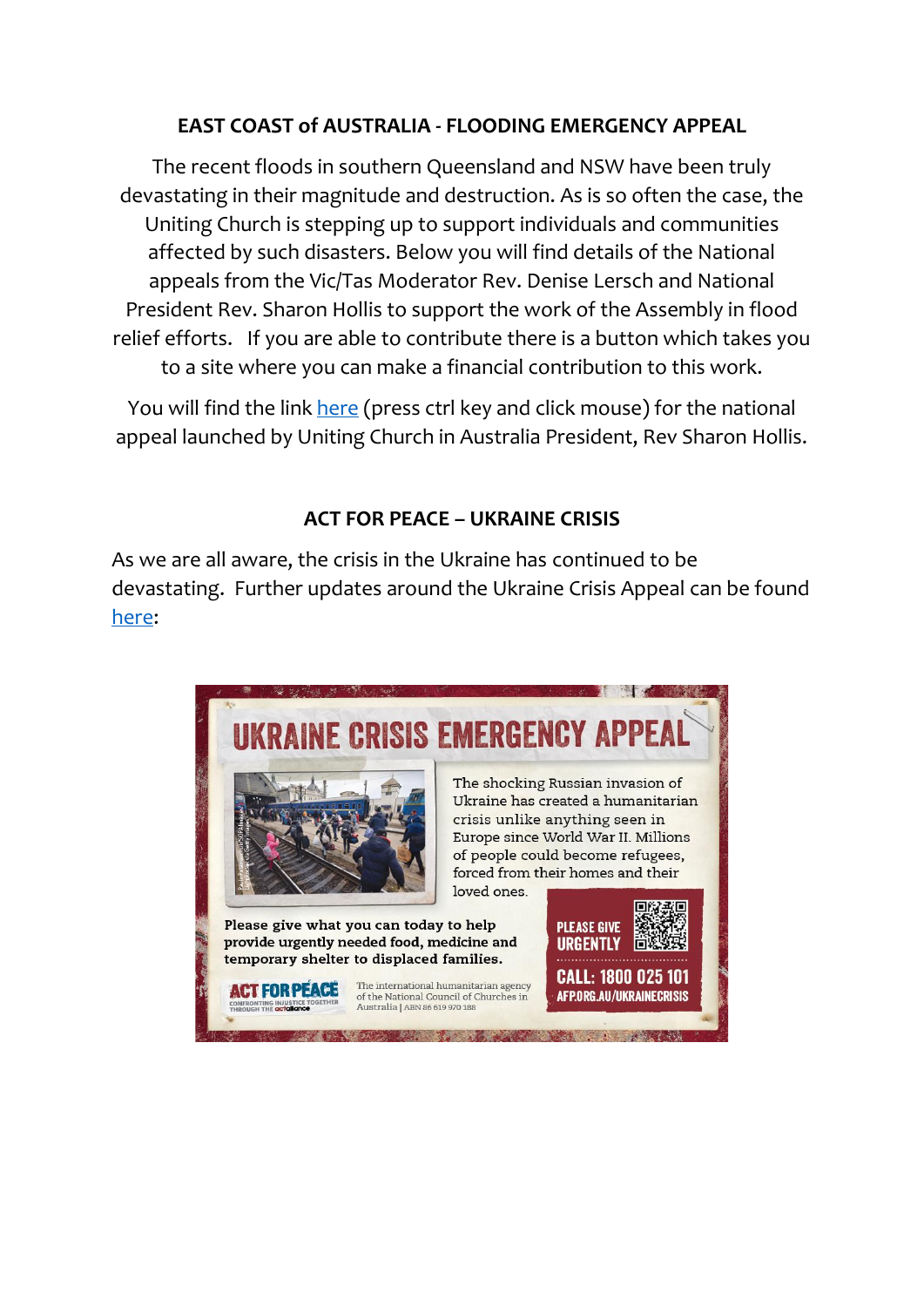**EAST COAST of AUSTRALIA - FLOODING EMERGENCY APPEAL**

The recent floods in southern Queensland and NSW have been truly devastating in their magnitude and destruction. As is so often the case, the Uniting Church is stepping up to support individuals and communities affected by such disasters. Below you will find details of the National appeals from the Vic/Tas Moderator Rev. Denise Lersch and National President Rev. Sharon Hollis to support the work of the Assembly in flood relief efforts. If you are able to contribute there is a button which takes you to a site where you can make a financial contribution to this work.

You will find the link here (press ctrl key and click mouse) for the national appeal launched by Uniting Church in Australia President, Rev Sharon Hollis.

**ACT FOR PEACE – UKRAINE CRISIS**

As we are all aware, the crisis in the Ukraine has continued to be devastating. Further updates around the Ukraine Crisis Appeal can be found here:

UKRAINE CRISIS EMERGENCY APPEAL

The shocking Russian invasion of Ukraine has created a humanitarian crisis unlike anything seen in Europe since World War II. Millions of people could become refugees, forced from their homes and their loved ones.

Please give what you can today to help provide urgently needed food, medicine and temporary shelter to displaced families.

PLEASE GIVE URGENTLY

CALL: 1800 025 101

AFP.ORG.AU/UKRAINECRISIS

ACT FOR PEACE – CONFRONTING INJUSTICE TOGETHER THROUGH THE actalliance

The international humanitarian agency of the National Council of Churches in Australia | ABN 86 619 970 188